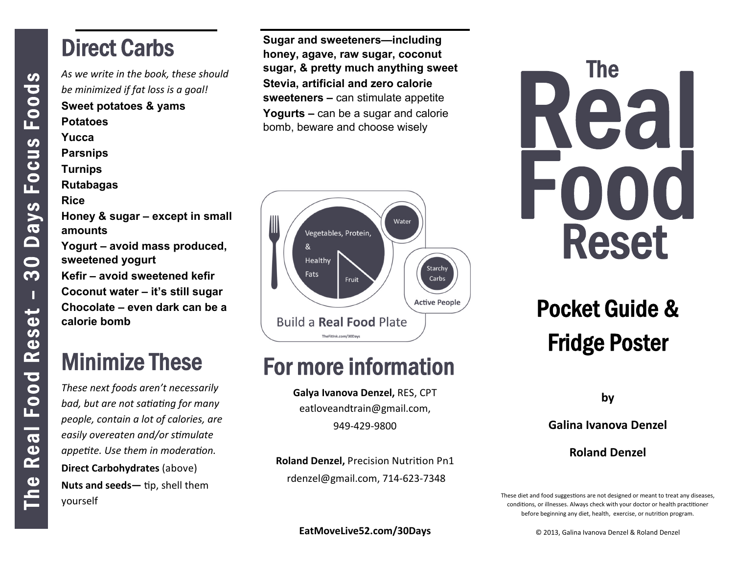# The Real Food Reset – 30 Days Focus Foods

## Direct Carbs

*As we write in the book, these should be minimized if fat loss is a goal!*

**Sweet potatoes & yams**
**Potatoes**
**Yucca**
**Parsnips**
**Turnips**
**Rutabagas**
**Rice**
**Honey & sugar – except in small amounts**
**Yogurt – avoid mass produced, sweetened yogurt**
**Kefir – avoid sweetened kefir**
**Coconut water – it's still sugar**
**Chocolate – even dark can be a calorie bomb**

## Minimize These

*These next foods aren't necessarily bad, but are not satiating for many people, contain a lot of calories, are easily overeaten and/or stimulate appetite. Use them in moderation.*

**Direct Carbohydrates** (above)

**Nuts and seeds—** tip, shell them yourself

**Sugar and sweeteners—including honey, agave, raw sugar, coconut sugar, & pretty much anything sweet**

**Stevia, artificial and zero calorie sweeteners –** can stimulate appetite

**Yogurts –** can be a sugar and calorie bomb, beware and choose wisely

Vegetables, Protein, & Healthy Fats | Fruit | Water | Starchy Carbs | Active People

Build a **Real Food** Plate

TheFitInk.com/30Days

## For more information

**Galya Ivanova Denzel,** RES, CPT
eatloveandtrain@gmail.com,
949-429-9800

**Roland Denzel,** Precision Nutrition Pn1
rdenzel@gmail.com, 714-623-7348

**EatMoveLive52.com/30Days**

# The Real Food Reset

## Pocket Guide & Fridge Poster

**by**

**Galina Ivanova Denzel**

**Roland Denzel**

These diet and food suggestions are not designed or meant to treat any diseases, conditions, or illnesses. Always check with your doctor or health practitioner before beginning any diet, health, exercise, or nutrition program.

© 2013, Galina Ivanova Denzel & Roland Denzel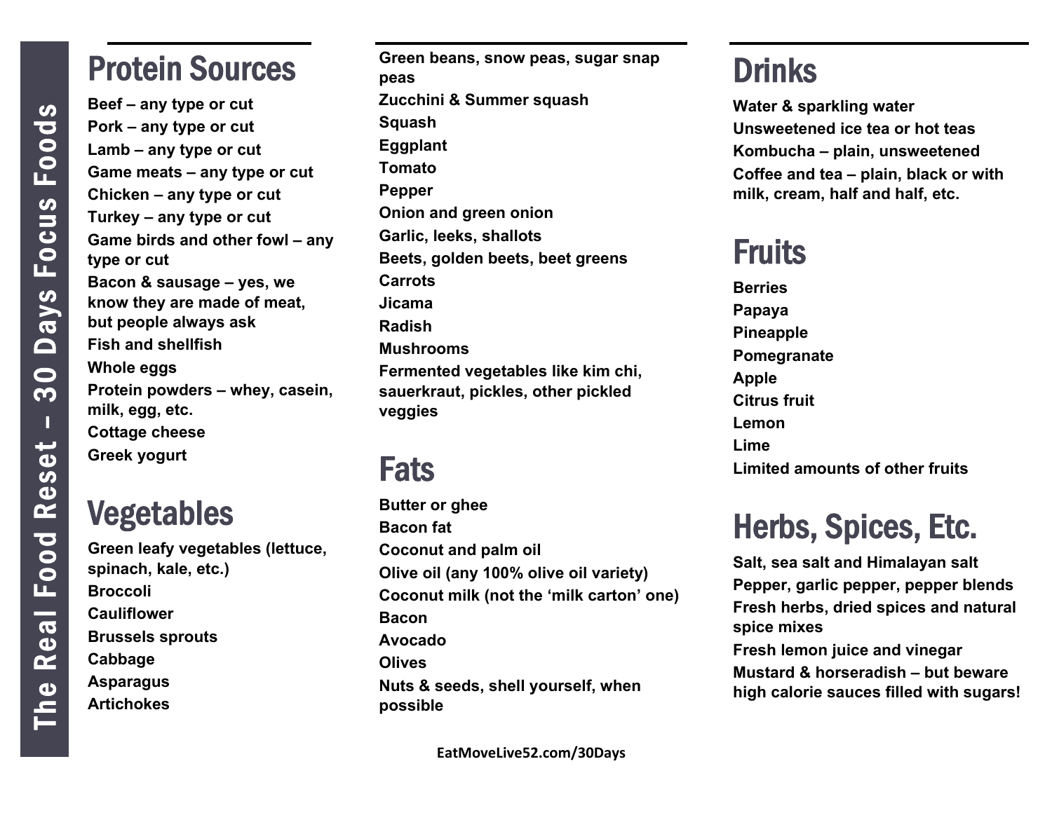# The Real Food Reset – 30 Days Focus Foods

## Protein Sources

- Beef – any type or cut
- Pork – any type or cut
- Lamb – any type or cut
- Game meats – any type or cut
- Chicken – any type or cut
- Turkey – any type or cut
- Game birds and other fowl – any type or cut
- Bacon & sausage – yes, we know they are made of meat, but people always ask
- Fish and shellfish
- Whole eggs
- Protein powders – whey, casein, milk, egg, etc.
- Cottage cheese
- Greek yogurt

## Vegetables

- Green leafy vegetables (lettuce, spinach, kale, etc.)
- Broccoli
- Cauliflower
- Brussels sprouts
- Cabbage
- Asparagus
- Artichokes
- Green beans, snow peas, sugar snap peas
- Zucchini & Summer squash
- Squash
- Eggplant
- Tomato
- Pepper
- Onion and green onion
- Garlic, leeks, shallots
- Beets, golden beets, beet greens
- Carrots
- Jicama
- Radish
- Mushrooms
- Fermented vegetables like kim chi, sauerkraut, pickles, other pickled veggies

## Fats

- Butter or ghee
- Bacon fat
- Coconut and palm oil
- Olive oil (any 100% olive oil variety)
- Coconut milk (not the 'milk carton' one)
- Bacon
- Avocado
- Olives
- Nuts & seeds, shell yourself, when possible

## Drinks

- Water & sparkling water
- Unsweetened ice tea or hot teas
- Kombucha – plain, unsweetened
- Coffee and tea – plain, black or with milk, cream, half and half, etc.

## Fruits

- Berries
- Papaya
- Pineapple
- Pomegranate
- Apple
- Citrus fruit
- Lemon
- Lime
- Limited amounts of other fruits

## Herbs, Spices, Etc.

- Salt, sea salt and Himalayan salt
- Pepper, garlic pepper, pepper blends
- Fresh herbs, dried spices and natural spice mixes
- Fresh lemon juice and vinegar
- Mustard & horseradish – but beware high calorie sauces filled with sugars!

EatMoveLive52.com/30Days